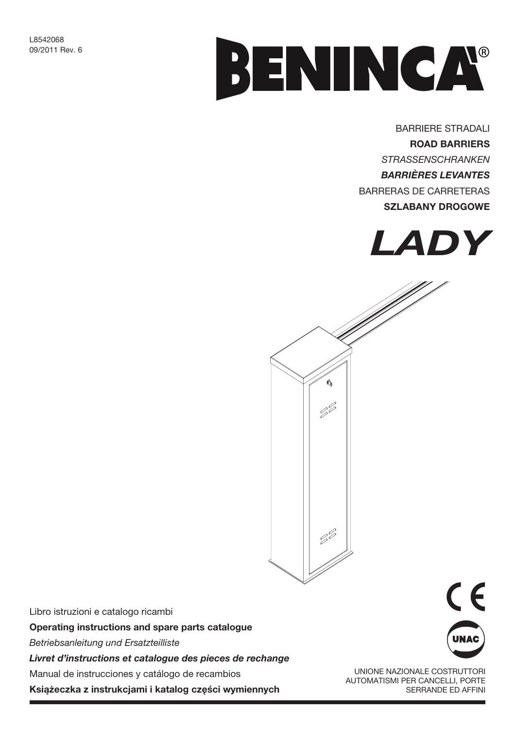L8542068
09/2011 Rev. 6

# BENINCA®

BARRIERE STRADALI
**ROAD BARRIERS**
*STRASSENSCHRANKEN*
***BARRIÈRES LEVANTES***
BARRERAS DE CARRETERAS
**SZLABANY DROGOWE**

# *LADY*

Libro istruzioni e catalogo ricambi
**Operating instructions and spare parts catalogue**
*Betriebsanleitung und Ersatzteilliste*
***Livret d'instructions et catalogue des pieces de rechange***
Manual de instrucciones y catálogo de recambios
**Książeczka z instrukcjami i katalog części wymiennych**

UNAC

UNIONE NAZIONALE COSTRUTTORI AUTOMATISMI PER CANCELLI, PORTE SERRANDE ED AFFINI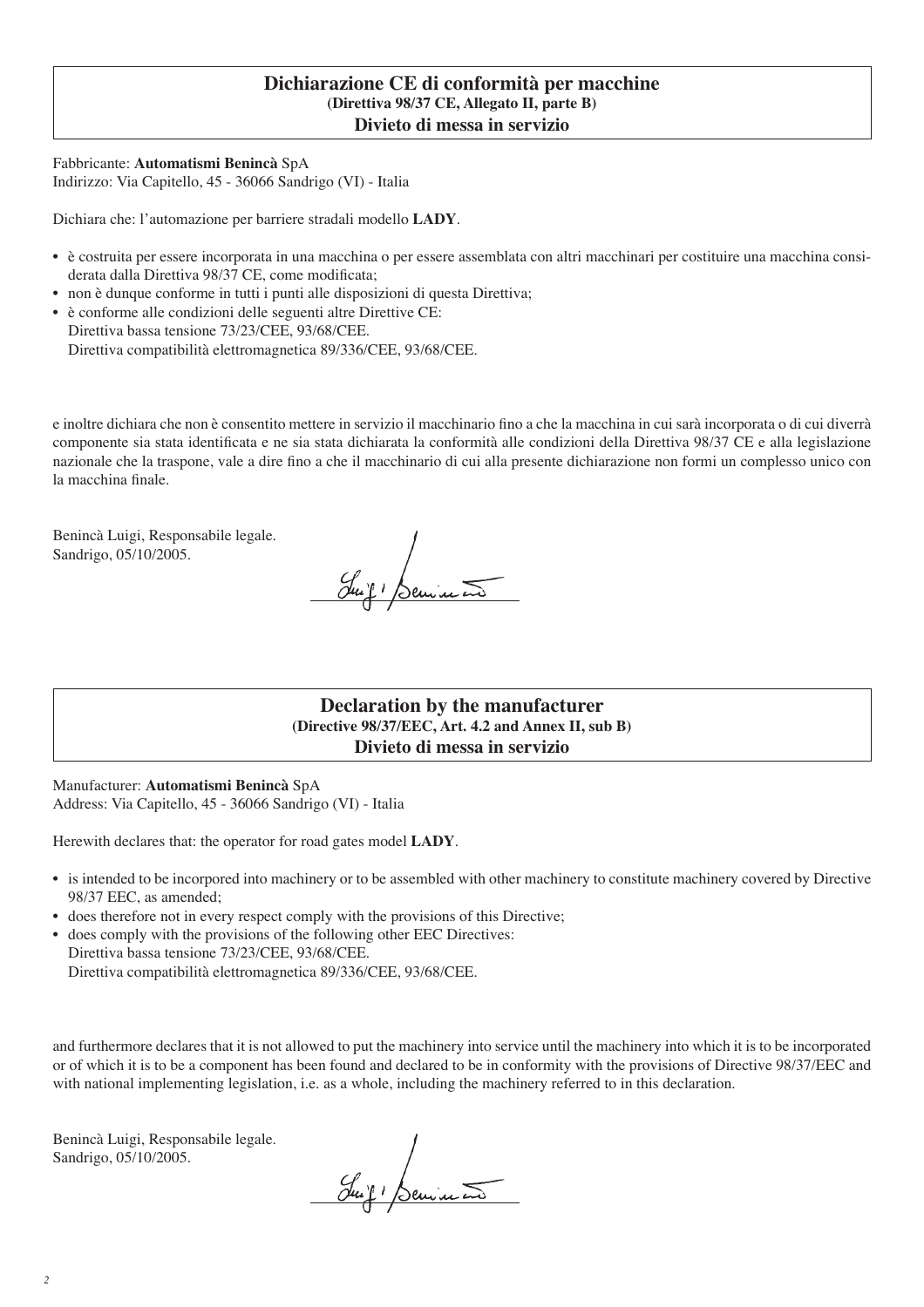## Dichiarazione CE di conformità per macchine

**(Direttiva 98/37 CE, Allegato II, parte B)**

**Divieto di messa in servizio**

Fabbricante: **Automatismi Benincà** SpA
Indirizzo: Via Capitello, 45 - 36066 Sandrigo (VI) - Italia

Dichiara che: l'automazione per barriere stradali modello **LADY**.

- è costruita per essere incorporata in una macchina o per essere assemblata con altri macchinari per costituire una macchina considerata dalla Direttiva 98/37 CE, come modificata;
- non è dunque conforme in tutti i punti alle disposizioni di questa Direttiva;
- è conforme alle condizioni delle seguenti altre Direttive CE:
  Direttiva bassa tensione 73/23/CEE, 93/68/CEE.
  Direttiva compatibilità elettromagnetica 89/336/CEE, 93/68/CEE.

e inoltre dichiara che non è consentito mettere in servizio il macchinario fino a che la macchina in cui sarà incorporata o di cui diverrà componente sia stata identificata e ne sia stata dichiarata la conformità alle condizioni della Direttiva 98/37 CE e alla legislazione nazionale che la traspone, vale a dire fino a che il macchinario di cui alla presente dichiarazione non formi un complesso unico con la macchina finale.

Benincà Luigi, Responsabile legale.
Sandrigo, 05/10/2005.

## Declaration by the manufacturer

**(Directive 98/37/EEC, Art. 4.2 and Annex II, sub B)**

**Divieto di messa in servizio**

Manufacturer: **Automatismi Benincà** SpA
Address: Via Capitello, 45 - 36066 Sandrigo (VI) - Italia

Herewith declares that: the operator for road gates model **LADY**.

- is intended to be incorpored into machinery or to be assembled with other machinery to constitute machinery covered by Directive 98/37 EEC, as amended;
- does therefore not in every respect comply with the provisions of this Directive;
- does comply with the provisions of the following other EEC Directives:
  Direttiva bassa tensione 73/23/CEE, 93/68/CEE.
  Direttiva compatibilità elettromagnetica 89/336/CEE, 93/68/CEE.

and furthermore declares that it is not allowed to put the machinery into service until the machinery into which it is to be incorporated or of which it is to be a component has been found and declared to be in conformity with the provisions of Directive 98/37/EEC and with national implementing legislation, i.e. as a whole, including the machinery referred to in this declaration.

Benincà Luigi, Responsabile legale.
Sandrigo, 05/10/2005.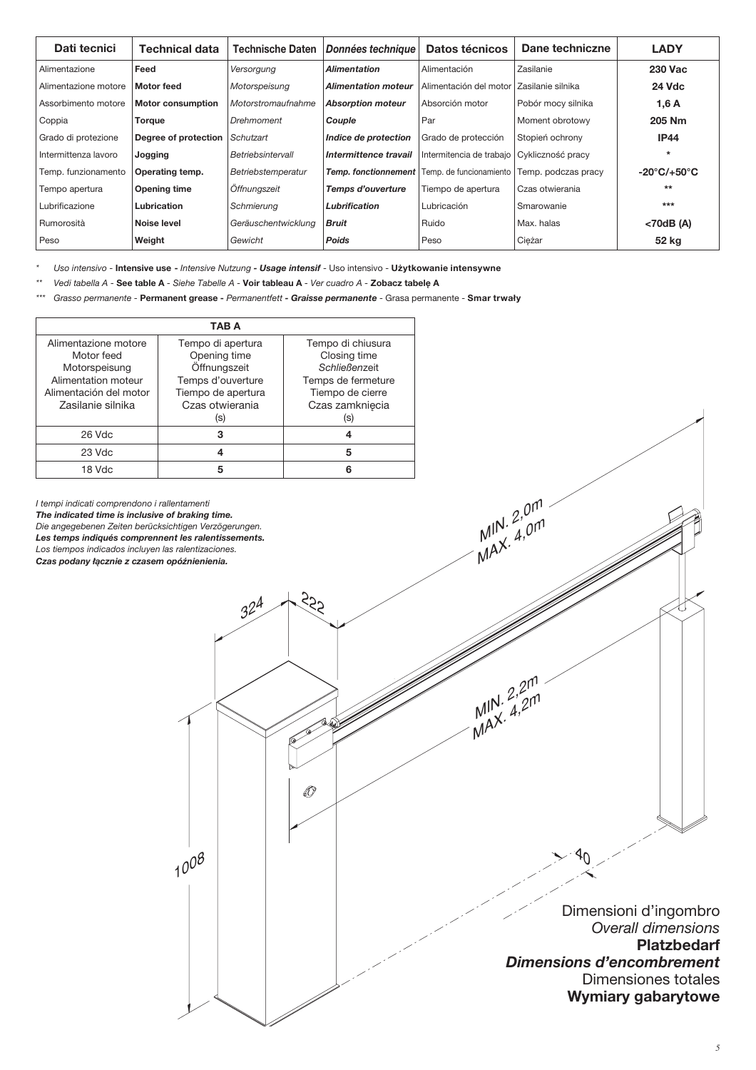| Dati tecnici | **Technical data** | Technische Daten | ***Données technique*** | **Datos técnicos** | **Dane techniczne** | **LADY** |
|---|---|---|---|---|---|---|
| Alimentazione | **Feed** | *Versorgung* | ***Alimentation*** | Alimentación | Zasilanie | **230 Vac** |
| Alimentazione motore | **Motor feed** | *Motorspeisung* | ***Alimentation moteur*** | Alimentación del motor | Zasilanie silnika | **24 Vdc** |
| Assorbimento motore | **Motor consumption** | *Motorstromaufnahme* | ***Absorption moteur*** | Absorción motor | Pobór mocy silnika | **1,6 A** |
| Coppia | **Torque** | *Drehmoment* | ***Couple*** | Par | Moment obrotowy | **205 Nm** |
| Grado di protezione | **Degree of protection** | *Schutzart* | ***Indice de protection*** | Grado de protección | Stopień ochrony | **IP44** |
| Intermittenza lavoro | **Jogging** | *Betriebsintervall* | ***Intermittence travail*** | Intermitencia de trabajo | Cykliczność pracy | * |
| Temp. funzionamento | **Operating temp.** | *Betriebstemperatur* | ***Temp. fonctionnement*** | Temp. de funcionamiento | Temp. podczas pracy | **-20°C/+50°C** |
| Tempo apertura | **Opening time** | *Öffnungszeit* | ***Temps d'ouverture*** | Tiempo de apertura | Czas otwierania | ** |
| Lubrificazione | **Lubrication** | *Schmierung* | ***Lubrification*** | Lubricación | Smarowanie | *** |
| Rumorosità | **Noise level** | *Geräuschentwicklung* | ***Bruit*** | Ruido | Max. halas | **<70dB (A)** |
| Peso | **Weight** | *Gewicht* | ***Poids*** | Peso | Ciężar | **52 kg** |

\* *Uso intensivo* - **Intensive use** - *Intensive Nutzung* - ***Usage intensif*** - Uso intensivo - **Użytkowanie intensywne**

\** *Vedi tabella A* - **See table A** - *Siehe Tabelle A* - ***Voir tableau A*** - *Ver cuadro A* - **Zobacz tabelę A**

\*** *Grasso permanente* - **Permanent grease** - *Permanentfett* - ***Graisse permanente*** - Grasa permanente - **Smar trwały**

| **TAB A** | | |
|---|---|---|
| Alimentazione motore<br>Motor feed<br>Motorspeisung<br>Alimentation moteur<br>Alimentación del motor<br>Zasilanie silnika | Tempo di apertura<br>Opening time<br>Öffnungszeit<br>Temps d'ouverture<br>Tiempo de apertura<br>Czas otwierania<br>(s) | Tempo di chiusura<br>Closing time<br>*Schließenzeit*<br>Temps de fermeture<br>Tiempo de cierre<br>Czas zamknięcia<br>(s) |
| 26 Vdc | **3** | **4** |
| 23 Vdc | **4** | **5** |
| 18 Vdc | **5** | **6** |

*I tempi indicati comprendono i rallentamenti*
***The indicated time is inclusive of braking time.***
*Die angegebenen Zeiten berücksichtigen Verzögerungen.*
***Les temps indiqués comprennent les ralentissements.***
*Los tiempos indicados incluyen las ralentizaciones.*
***Czas podany łącznie z czasem opóźnienienia.***

324 — 222 — MIN. 2,0m MAX. 4,0m — MIN. 2,2m MAX. 4,2m — 1008 — 40

Dimensioni d'ingombro
*Overall dimensions*
**Platzbedarf**
***Dimensions d'encombrement***
Dimensiones totales
**Wymiary gabarytowe**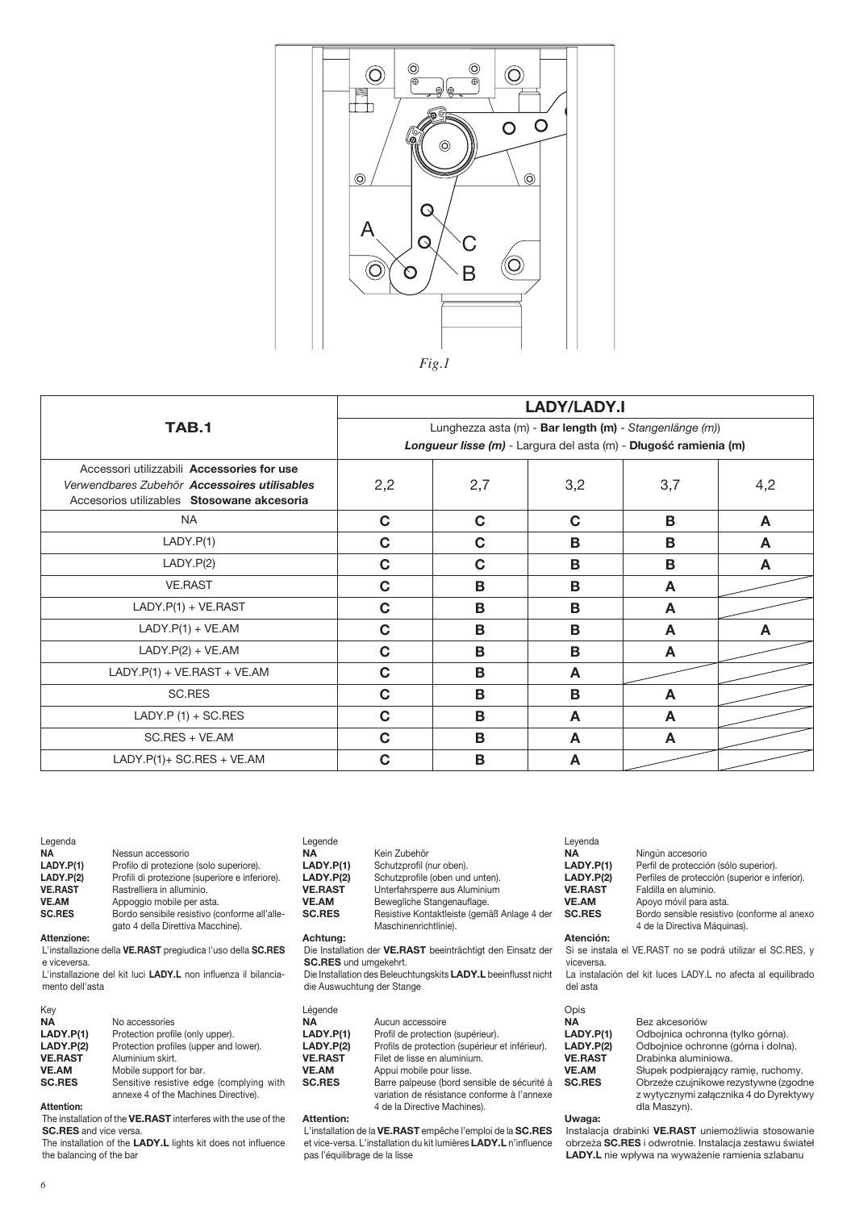A

C

B

*Fig.1*

| TAB.1 | LADY/LADY.I | | | | |
|---|---|---|---|---|---|
| | Lunghezza asta (m) - **Bar length (m)** - *Stangenlänge (m))* *Longueur lisse (m)* - Largura del asta (m) - **Długość ramienia (m)** | | | | |
| Accessori utilizzabili **Accessories for use** *Verwendbares Zubehör* ***Accessoires utilisables*** Accesorios utilizables **Stosowane akcesoria** | 2,2 | 2,7 | 3,2 | 3,7 | 4,2 |
| NA | **C** | **C** | **C** | **B** | **A** |
| LADY.P(1) | **C** | **C** | **B** | **B** | **A** |
| LADY.P(2) | **C** | **C** | **B** | **B** | **A** |
| VE.RAST | **C** | **B** | **B** | **A** | |
| LADY.P(1) + VE.RAST | **C** | **B** | **B** | **A** | |
| LADY.P(1) + VE.AM | **C** | **B** | **B** | **A** | **A** |
| LADY.P(2) + VE.AM | **C** | **B** | **B** | **A** | |
| LADY.P(1) + VE.RAST + VE.AM | **C** | **B** | **A** | | |
| SC.RES | **C** | **B** | **B** | **A** | |
| LADY.P (1) + SC.RES | **C** | **B** | **A** | **A** | |
| SC.RES + VE.AM | **C** | **B** | **A** | **A** | |
| LADY.P(1)+ SC.RES + VE.AM | **C** | **B** | **A** | | |

Legenda

| | |
|---|---|
| **NA** | Nessun accessorio |
| **LADY.P(1)** | Profilo di protezione (solo superiore). |
| **LADY.P(2)** | Profili di protezione (superiore e inferiore). |
| **VE.RAST** | Rastrelliera in alluminio. |
| **VE.AM** | Appoggio mobile per asta. |
| **SC.RES** | Bordo sensibile resistivo (conforme all'allegato 4 della Direttiva Macchine). |

**Attenzione:**
L'installazione della **VE.RAST** pregiudica l'uso della **SC.RES** e viceversa.
L'installazione del kit luci **LADY.L** non influenza il bilanciamento dell'asta

Key

| | |
|---|---|
| **NA** | No accessories |
| **LADY.P(1)** | Protection profile (only upper). |
| **LADY.P(2)** | Protection profiles (upper and lower). |
| **VE.RAST** | Aluminium skirt. |
| **VE.AM** | Mobile support for bar. |
| **SC.RES** | Sensitive resistive edge (complying with annexe 4 of the Machines Directive). |

**Attention:**
The installation of the **VE.RAST** interferes with the use of the **SC.RES** and vice versa.
The installation of the **LADY.L** lights kit does not influence the balancing of the bar

Legende

| | |
|---|---|
| **NA** | Kein Zubehör |
| **LADY.P(1)** | Schutzprofil (nur oben). |
| **LADY.P(2)** | Schutzprofile (oben und unten). |
| **VE.RAST** | Unterfahrsperre aus Aluminium |
| **VE.AM** | Bewegliche Stangenauflage. |
| **SC.RES** | Resistive Kontaktleiste (gemäß Anlage 4 der Maschinenrichtlinie). |

**Achtung:**
Die Installation der **VE.RAST** beeinträchtigt den Einsatz der **SC.RES** und umgekehrt.
Die Installation des Beleuchtungskits **LADY.L** beeinflusst nicht die Auswuchtung der Stange

Légende

| | |
|---|---|
| **NA** | Aucun accessoire |
| **LADY.P(1)** | Profil de protection (supérieur). |
| **LADY.P(2)** | Profils de protection (supérieur et inférieur). |
| **VE.RAST** | Filet de lisse en aluminium. |
| **VE.AM** | Appui mobile pour lisse. |
| **SC.RES** | Barre palpeuse (bord sensible de sécurité à variation de résistance conforme à l'annexe 4 de la Directive Machines). |

**Attention:**
L'installation de la **VE.RAST** empêche l'emploi de la **SC.RES** et vice-versa. L'installation du kit lumières **LADY.L** n'influence pas l'équilibrage de la lisse

Leyenda

| | |
|---|---|
| **NA** | Ningún accesorio |
| **LADY.P(1)** | Perfil de protección (sólo superior). |
| **LADY.P(2)** | Perfiles de protección (superior e inferior). |
| **VE.RAST** | Faldilla en aluminio. |
| **VE.AM** | Apoyo móvil para asta. |
| **SC.RES** | Bordo sensible resistivo (conforme al anexo 4 de la Directiva Máquinas). |

**Atención:**
Si se instala el VE.RAST no se podrá utilizar el SC.RES, y viceversa.
La instalación del kit luces LADY.L no afecta al equilibrado del asta

Opis

| | |
|---|---|
| **NA** | Bez akcesoriów |
| **LADY.P(1)** | Odbojnica ochronna (tylko górna). |
| **LADY.P(2)** | Odbojnice ochronne (górna i dolna). |
| **VE.RAST** | Drabinka aluminiowa. |
| **VE.AM** | Słupek podpierający ramię, ruchomy. |
| **SC.RES** | Obrzeże czujnikowe rezystywne (zgodne z wytycznymi załącznika 4 do Dyrektywy dla Maszyn). |

**Uwaga:**
Instalacja drabinki **VE.RAST** uniemożliwia stosowanie obrzeża **SC.RES** i odwrotnie. Instalacja zestawu świateł **LADY.L** nie wpływa na wyważenie ramienia szlabanu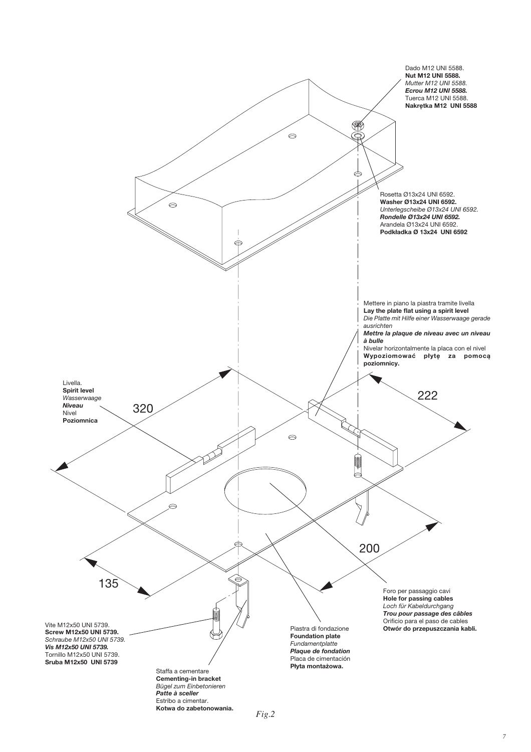Dado M12 UNI 5588.
**Nut M12 UNI 5588.**
*Mutter M12 UNI 5588.*
***Ecrou M12 UNI 5588.***
Tuerca M12 UNI 5588.
**Nakrętka M12 UNI 5588**

Rosetta Ø13x24 UNI 6592.
**Washer Ø13x24 UNI 6592.**
*Unterlegscheibe Ø13x24 UNI 6592.*
***Rondelle Ø13x24 UNI 6592.***
Arandela Ø13x24 UNI 6592.
**Podkładka Ø 13x24 UNI 6592**

Mettere in piano la piastra tramite livella
**Lay the plate flat using a spirit level**
*Die Platte mit Hilfe einer Wasserwaage gerade ausrichten*
***Mettre la plaque de niveau avec un niveau à bulle***
Nivelar horizontalmente la placa con el nivel
**Wypoziomować płytę za pomocą poziomnicy.**

Livella.
**Spirit level**
*Wasserwaage*
***Niveau***
Nivel
**Poziomnica**

320

222

200

135

Foro per passaggio cavi
**Hole for passing cables**
*Loch für Kabeldurchgang*
***Trou pour passage des câbles***
Orificio para el paso de cables
**Otwór do przepuszczania kabli.**

Vite M12x50 UNI 5739.
**Screw M12x50 UNI 5739.**
*Schraube M12x50 UNI 5739.*
***Vis M12x50 UNI 5739.***
Tornillo M12x50 UNI 5739.
**Sruba M12x50 UNI 5739**

Piastra di fondazione
**Foundation plate**
*Fundamentplatte*
***Plaque de fondation***
Placa de cimentación
**Płyta montażowa.**

Staffa a cementare
**Cementing-in bracket**
*Bügel zum Einbetonieren*
***Patte à sceller***
Estribo a cimentar.
**Kotwa do zabetonowania.**

*Fig.2*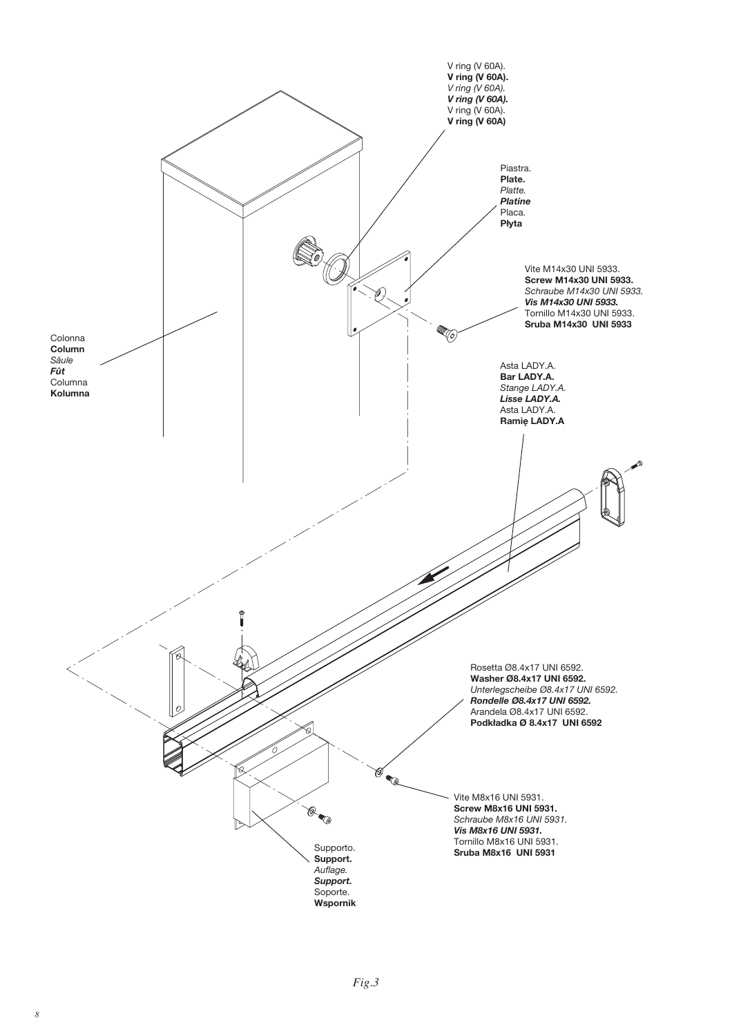V ring (V 60A).
**V ring (V 60A).**
*V ring (V 60A).*
***V ring (V 60A).***
V ring (V 60A).
**V ring (V 60A)**

Piastra.
**Plate.**
*Platte.*
***Platine***
Placa.
**Płyta**

Vite M14x30 UNI 5933.
**Screw M14x30 UNI 5933.**
*Schraube M14x30 UNI 5933.*
***Vis M14x30 UNI 5933.***
Tornillo M14x30 UNI 5933.
**Sruba M14x30 UNI 5933**

Colonna
**Column**
*Säule*
***Fût***
Columna
**Kolumna**

Asta LADY.A.
**Bar LADY.A.**
*Stange LADY.A.*
***Lisse LADY.A.***
Asta LADY.A.
**Ramię LADY.A**

Rosetta Ø8.4x17 UNI 6592.
**Washer Ø8.4x17 UNI 6592.**
*Unterlegscheibe Ø8.4x17 UNI 6592.*
***Rondelle Ø8.4x17 UNI 6592.***
Arandela Ø8.4x17 UNI 6592.
**Podkładka Ø 8.4x17 UNI 6592**

Vite M8x16 UNI 5931.
**Screw M8x16 UNI 5931.**
*Schraube M8x16 UNI 5931.*
***Vis M8x16 UNI 5931.***
Tornillo M8x16 UNI 5931.
**Sruba M8x16 UNI 5931**

Supporto.
**Support.**
*Auflage.*
***Support.***
Soporte.
**Wspornik**

*Fig.3*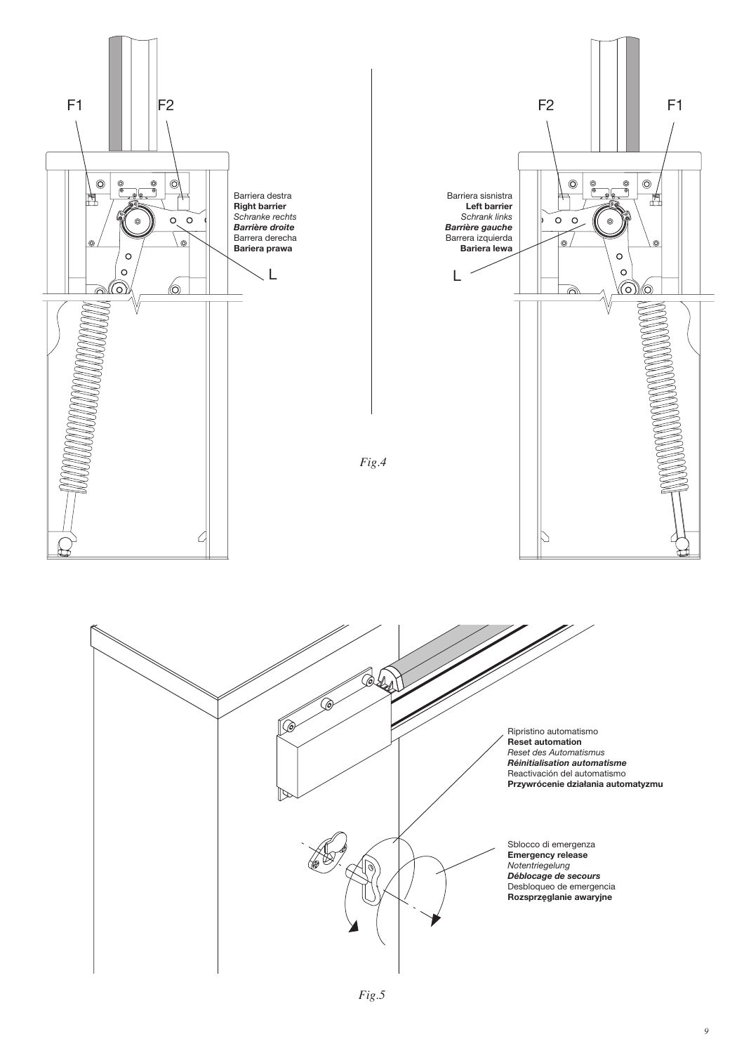F1

F2

Barriera destra
**Right barrier**
*Schranke rechts*
***Barrière droite***
Barrera derecha
**Bariera prawa**

L

F2

F1

Barriera sisnistra
**Left barrier**
*Schrank links*
***Barrière gauche***
Barrera izquierda
**Bariera lewa**

L

*Fig.4*

Ripristino automatismo
**Reset automation**
*Reset des Automatismus*
***Réinitialisation automatisme***
Reactivación del automatismo
**Przywrócenie działania automatyzmu**

Sblocco di emergenza
**Emergency release**
*Notentriegelung*
***Déblocage de secours***
Desbloqueo de emergencia
**Rozsprzęglanie awaryjne**

*Fig.5*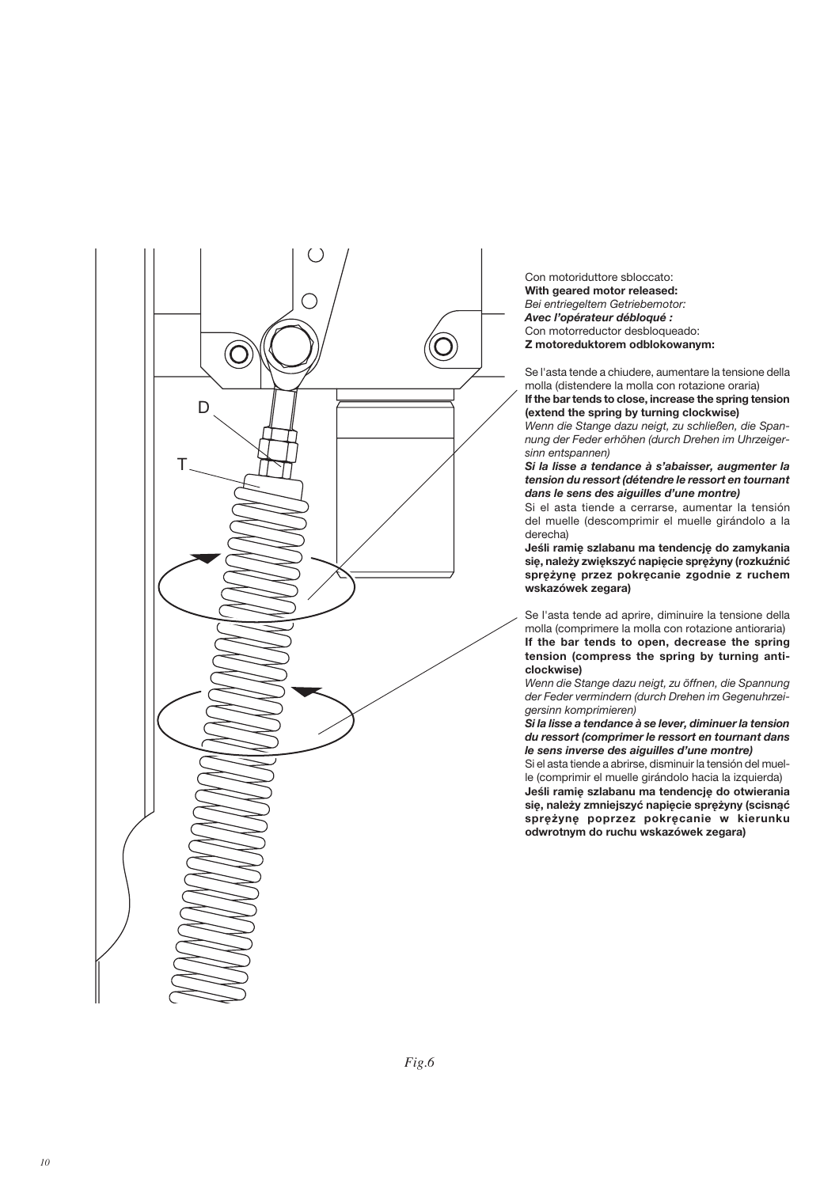D

T

Con motoriduttore sbloccato:
**With geared motor released:**
*Bei entriegeltem Getriebemotor:*
***Avec l'opérateur débloqué :***
Con motorreductor desbloqueado:
**Z motoreduktorem odblokowanym:**

Se l'asta tende a chiudere, aumentare la tensione della molla (distendere la molla con rotazione oraria)
**If the bar tends to close, increase the spring tension (extend the spring by turning clockwise)**
*Wenn die Stange dazu neigt, zu schließen, die Spannung der Feder erhöhen (durch Drehen im Uhrzeigersinn entspannen)*
***Si la lisse a tendance à s'abaisser, augmenter la tension du ressort (détendre le ressort en tournant dans le sens des aiguilles d'une montre)***
Si el asta tiende a cerrarse, aumentar la tensión del muelle (descomprimir el muelle girándolo a la derecha)
**Jeśli ramię szlabanu ma tendencję do zamykania się, należy zwiększyć napięcie sprężyny (rozkuźnić sprężynę przez pokręcanie zgodnie z ruchem wskazówek zegara)**

Se l'asta tende ad aprire, diminuire la tensione della molla (comprimere la molla con rotazione antioraria)
**If the bar tends to open, decrease the spring tension (compress the spring by turning anti-clockwise)**
*Wenn die Stange dazu neigt, zu öffnen, die Spannung der Feder vermindern (durch Drehen im Gegenuhrzeigersinn komprimieren)*
***Si la lisse a tendance à se lever, diminuer la tension du ressort (comprimer le ressort en tournant dans le sens inverse des aiguilles d'une montre)***
Si el asta tiende a abrirse, disminuir la tensión del muelle (comprimir el muelle girándolo hacia la izquierda)
**Jeśli ramię szlabanu ma tendencję do otwierania się, należy zmniejszyć napięcie sprężyny (scisnąć sprężynę poprzez pokręcanie w kierunku odwrotnym do ruchu wskazówek zegara)**

*Fig.6*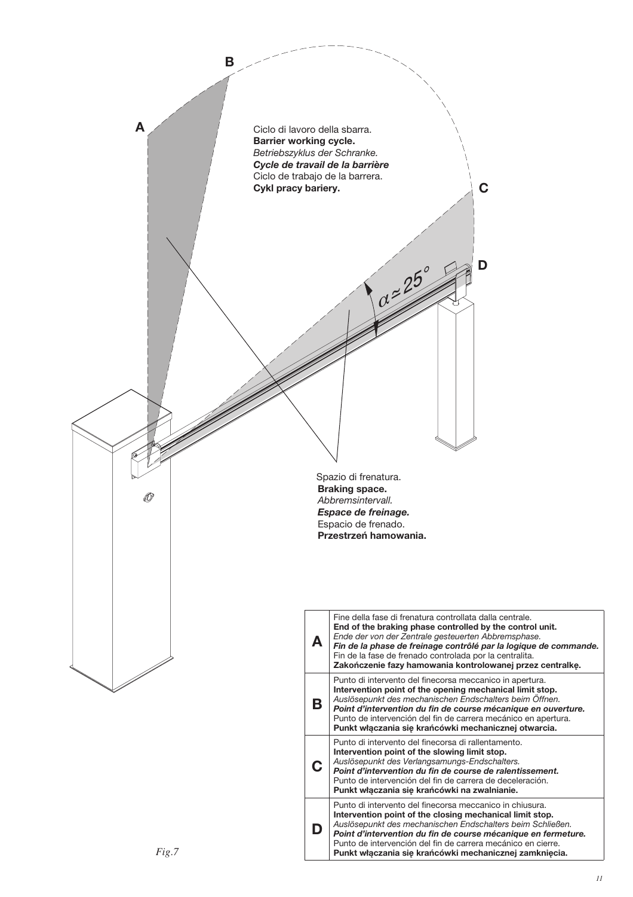**A**

**B**

Ciclo di lavoro della sbarra.
**Barrier working cycle.**
*Betriebszyklus der Schranke.*
***Cycle de travail de la barrière***
Ciclo de trabajo de la barrera.
**Cykl pracy bariery.**

**C**

**D**

$\alpha \approx 25°$

Spazio di frenatura.
**Braking space.**
*Abbremsintervall.*
***Espace de freinage.***
Espacio de frenado.
**Przestrzeń hamowania.**

| | |
|---|---|
| **A** | Fine della fase di frenatura controllata dalla centrale.<br>**End of the braking phase controlled by the control unit.**<br>*Ende der von der Zentrale gesteuerten Abbremsphase.*<br>***Fin de la phase de freinage contrôlé par la logique de commande.***<br>Fin de la fase de frenado controlada por la centralita.<br>**Zakończenie fazy hamowania kontrolowanej przez centralkę.** |
| **B** | Punto di intervento del finecorsa meccanico in apertura.<br>**Intervention point of the opening mechanical limit stop.**<br>*Auslösepunkt des mechanischen Endschalters beim Öffnen.*<br>***Point d'intervention du fin de course mécanique en ouverture.***<br>Punto de intervención del fin de carrera mecánico en apertura.<br>**Punkt włączania się krańcówki mechanicznej otwarcia.** |
| **C** | Punto di intervento del finecorsa di rallentamento.<br>**Intervention point of the slowing limit stop.**<br>*Auslösepunkt des Verlangsamungs-Endschalters.*<br>***Point d'intervention du fin de course de ralentissement.***<br>Punto de intervención del fin de carrera de deceleración.<br>**Punkt włączania się krańcówki na zwalnianie.** |
| **D** | Punto di intervento del finecorsa meccanico in chiusura.<br>**Intervention point of the closing mechanical limit stop.**<br>*Auslösepunkt des mechanischen Endschalters beim Schließen.*<br>***Point d'intervention du fin de course mécanique en fermeture.***<br>Punto de intervención del fin de carrera mecánico en cierre.<br>**Punkt włączania się krańcówki mechanicznej zamknięcia.** |

*Fig.7*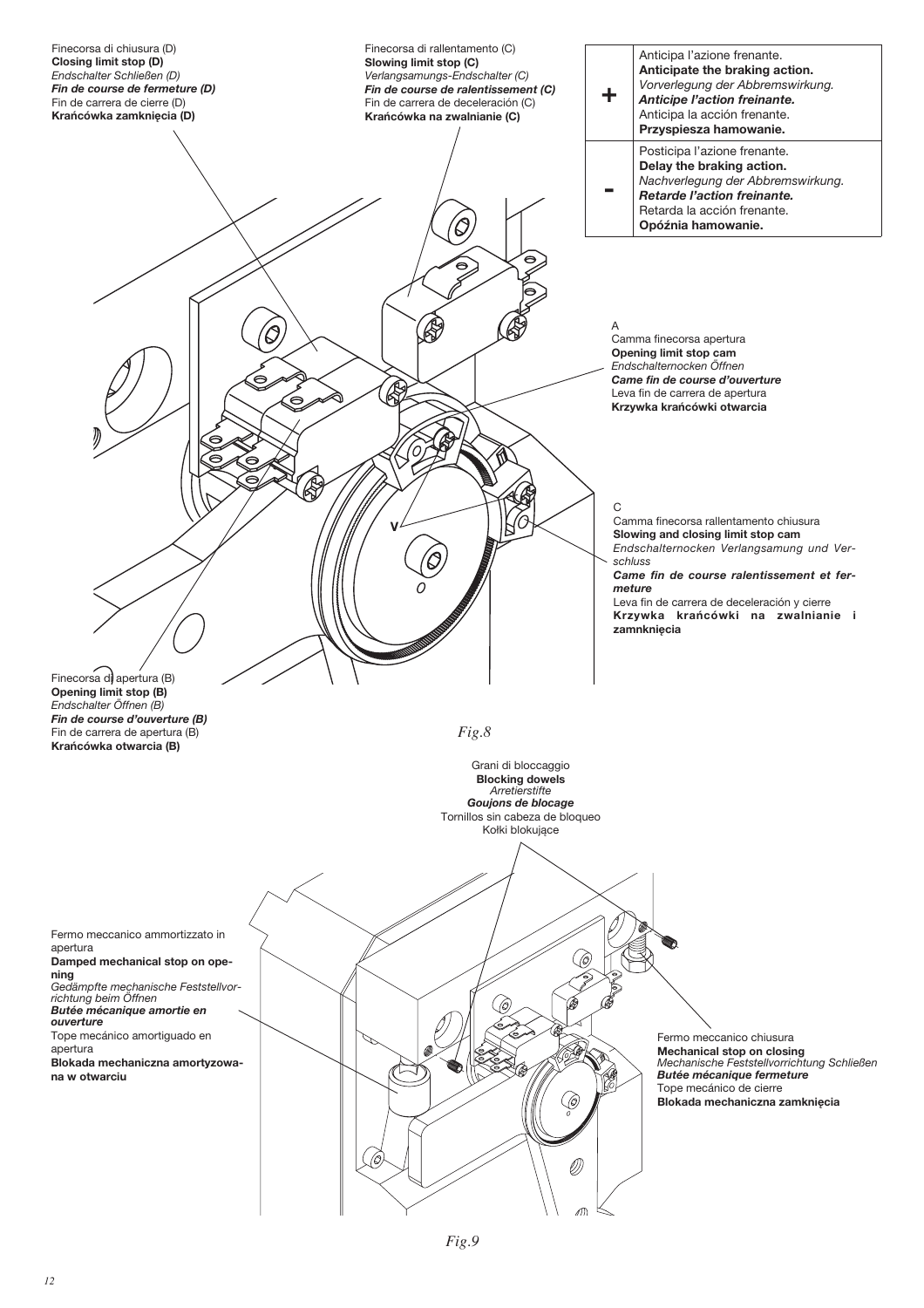Finecorsa di chiusura (D)
**Closing limit stop (D)**
*Endschalter Schließen (D)*
***Fin de course de fermeture (D)***
Fin de carrera de cierre (D)
**Krańcówka zamknięcia (D)**

Finecorsa di rallentamento (C)
**Slowing limit stop (C)**
*Verlangsamungs-Endschalter (C)*
***Fin de course de ralentissement (C)***
Fin de carrera de deceleración (C)
**Krańcówka na zwalnianie (C)**

| | |
|---|---|
| **+** | Anticipa l'azione frenante.<br>**Anticipate the braking action.**<br>*Vorverlegung der Abbremswirkung.*<br>***Anticipe l'action freinante.***<br>Anticipa la acción frenante.<br>**Przyspiesza hamowanie.** |
| **-** | Posticipa l'azione frenante.<br>**Delay the braking action.**<br>*Nachverlegung der Abbremswirkung.*<br>***Retarde l'action freinante.***<br>Retarda la acción frenante.<br>**Opóźnia hamowanie.** |

A
Camma finecorsa apertura
**Opening limit stop cam**
*Endschalternocken Öffnen*
***Came fin de course d'ouverture***
Leva fin de carrera de apertura
**Krzywka krańcówki otwarcia**

V

O

C
Camma finecorsa rallentamento chiusura
**Slowing and closing limit stop cam**
*Endschalternocken Verlangsamung und Verschluss*
***Came fin de course ralentissement et fermeture***
Leva fin de carrera de deceleración y cierre
**Krzywka krańcówki na zwalnianie i zamknięcia**

Finecorsa di apertura (B)
**Opening limit stop (B)**
*Endschalter Öffnen (B)*
***Fin de course d'ouverture (B)***
Fin de carrera de apertura (B)
**Krańcówka otwarcia (B)**

*Fig.8*

Grani di bloccaggio
**Blocking dowels**
*Arretierstifte*
***Goujons de blocage***
Tornillos sin cabeza de bloqueo
Kołki blokujące

Fermo meccanico ammortizzato in apertura
**Damped mechanical stop on opening**
*Gedämpfte mechanische Feststellvorrichtung beim Öffnen*
***Butée mécanique amortie en ouverture***
Tope mecánico amortiguado en apertura
**Blokada mechaniczna amortyzowana w otwarciu**

Fermo meccanico chiusura
**Mechanical stop on closing**
*Mechanische Feststellvorrichtung Schließen*
***Butée mécanique fermeture***
Tope mecánico de cierre
**Blokada mechaniczna zamknięcia**

*Fig.9*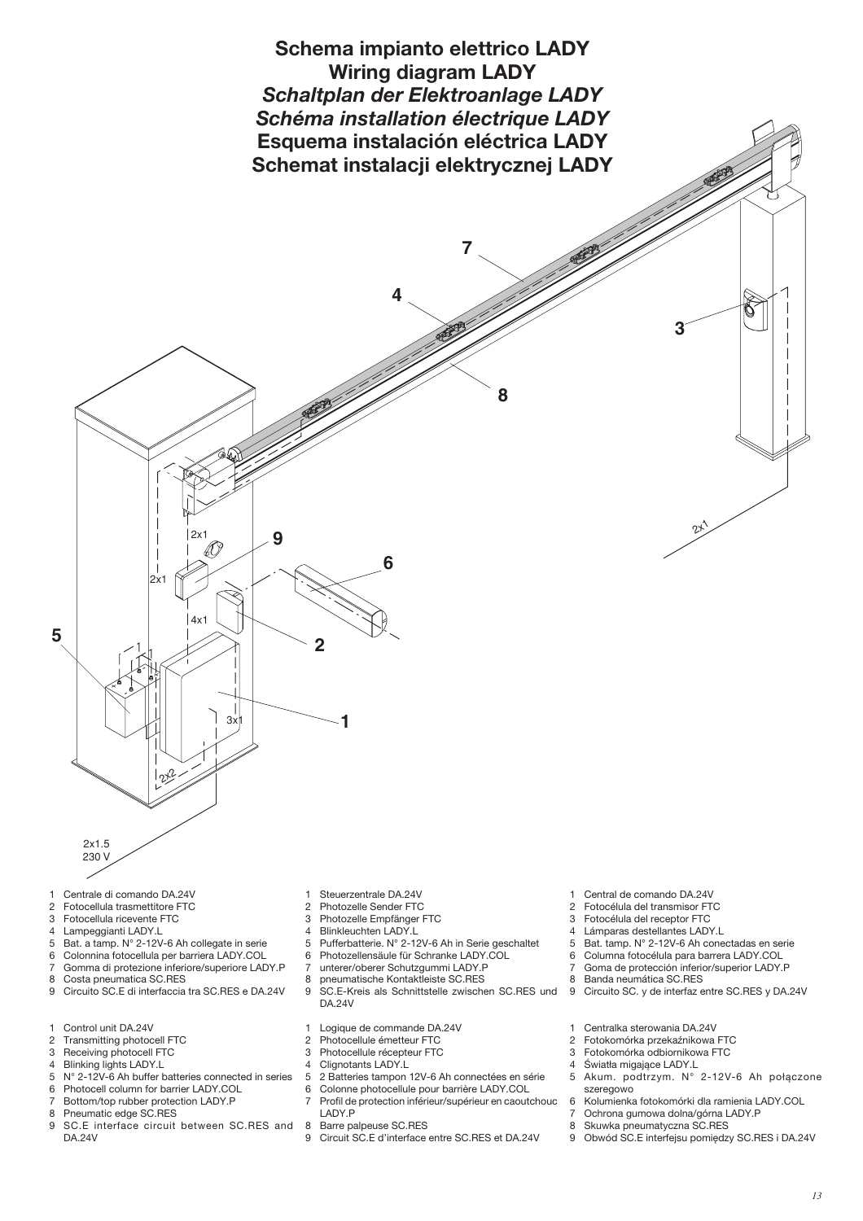# Schema impianto elettrico LADY
# Wiring diagram LADY
# *Schaltplan der Elektroanlage LADY*
# *Schéma installation électrique LADY*
# Esquema instalación eléctrica LADY
# Schemat instalacji elektrycznej LADY

7
4
3
8
2x1
9
6
2x1
2x1
4x1
5
1
2
1
3x1
2x2
2x1.5
230 V

1 Centrale di comando DA.24V
2 Fotocellula trasmettitore FTC
3 Fotocellula ricevente FTC
4 Lampeggianti LADY.L
5 Bat. a tamp. N° 2-12V-6 Ah collegate in serie
6 Colonnina fotocellula per barriera LADY.COL
7 Gomma di protezione inferiore/superiore LADY.P
8 Costa pneumatica SC.RES
9 Circuito SC.E di interfaccia tra SC.RES e DA.24V

1 Control unit DA.24V
2 Transmitting photocell FTC
3 Receiving photocell FTC
4 Blinking lights LADY.L
5 N° 2-12V-6 Ah buffer batteries connected in series
6 Photocell column for barrier LADY.COL
7 Bottom/top rubber protection LADY.P
8 Pneumatic edge SC.RES
9 SC.E interface circuit between SC.RES and DA.24V

1 Steuerzentrale DA.24V
2 Photozelle Sender FTC
3 Photozelle Empfänger FTC
4 Blinkleuchten LADY.L
5 Pufferbatterie. N° 2-12V-6 Ah in Serie geschaltet
6 Photozellensäule für Schranke LADY.COL
7 unterer/oberer Schutzgummi LADY.P
8 pneumatische Kontaktleiste SC.RES
9 SC.E-Kreis als Schnittstelle zwischen SC.RES und DA.24V

1 Logique de commande DA.24V
2 Photocellule émetteur FTC
3 Photocellule récepteur FTC
4 Clignotants LADY.L
5 2 Batteries tampon 12V-6 Ah connectées en série
6 Colonne photocellule pour barrière LADY.COL
7 Profil de protection inférieur/supérieur en caoutchouc LADY.P
8 Barre palpeuse SC.RES
9 Circuit SC.E d'interface entre SC.RES et DA.24V

1 Central de comando DA.24V
2 Fotocélula del transmisor FTC
3 Fotocélula del receptor FTC
4 Lámparas destellantes LADY.L
5 Bat. tamp. N° 2-12V-6 Ah conectadas en serie
6 Columna fotocélula para barrera LADY.COL
7 Goma de protección inferior/superior LADY.P
8 Banda neumática SC.RES
9 Circuito SC. y de interfaz entre SC.RES y DA.24V

1 Centralka sterowania DA.24V
2 Fotokomórka przekaźnikowa FTC
3 Fotokomórka odbiornikowa FTC
4 Światła migające LADY.L
5 Akum. podtrzym. N° 2-12V-6 Ah połączone szeregowo
6 Kolumienka fotokomórki dla ramienia LADY.COL
7 Ochrona gumowa dolna/górna LADY.P
8 Skuwka pneumatyczna SC.RES
9 Obwód SC.E interfejsu pomiędzy SC.RES i DA.24V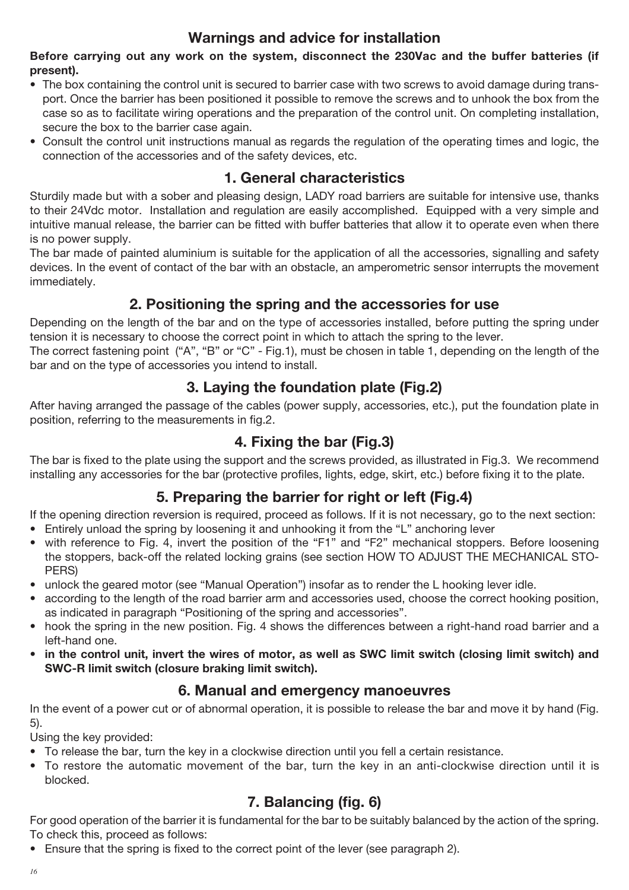## Warnings and advice for installation

**Before carrying out any work on the system, disconnect the 230Vac and the buffer batteries (if present).**

- The box containing the control unit is secured to barrier case with two screws to avoid damage during transport. Once the barrier has been positioned it possible to remove the screws and to unhook the box from the case so as to facilitate wiring operations and the preparation of the control unit. On completing installation, secure the box to the barrier case again.
- Consult the control unit instructions manual as regards the regulation of the operating times and logic, the connection of the accessories and of the safety devices, etc.

## 1. General characteristics

Sturdily made but with a sober and pleasing design, LADY road barriers are suitable for intensive use, thanks to their 24Vdc motor. Installation and regulation are easily accomplished. Equipped with a very simple and intuitive manual release, the barrier can be fitted with buffer batteries that allow it to operate even when there is no power supply.

The bar made of painted aluminium is suitable for the application of all the accessories, signalling and safety devices. In the event of contact of the bar with an obstacle, an amperometric sensor interrupts the movement immediately.

## 2. Positioning the spring and the accessories for use

Depending on the length of the bar and on the type of accessories installed, before putting the spring under tension it is necessary to choose the correct point in which to attach the spring to the lever.

The correct fastening point ("A", "B" or "C" - Fig.1), must be chosen in table 1, depending on the length of the bar and on the type of accessories you intend to install.

## 3. Laying the foundation plate (Fig.2)

After having arranged the passage of the cables (power supply, accessories, etc.), put the foundation plate in position, referring to the measurements in fig.2.

## 4. Fixing the bar (Fig.3)

The bar is fixed to the plate using the support and the screws provided, as illustrated in Fig.3. We recommend installing any accessories for the bar (protective profiles, lights, edge, skirt, etc.) before fixing it to the plate.

## 5. Preparing the barrier for right or left (Fig.4)

If the opening direction reversion is required, proceed as follows. If it is not necessary, go to the next section:

- Entirely unload the spring by loosening it and unhooking it from the "L" anchoring lever
- with reference to Fig. 4, invert the position of the "F1" and "F2" mechanical stoppers. Before loosening the stoppers, back-off the related locking grains (see section HOW TO ADJUST THE MECHANICAL STOPERS)
- unlock the geared motor (see "Manual Operation") insofar as to render the L hooking lever idle.
- according to the length of the road barrier arm and accessories used, choose the correct hooking position, as indicated in paragraph "Positioning of the spring and accessories".
- hook the spring in the new position. Fig. 4 shows the differences between a right-hand road barrier and a left-hand one.
- **in the control unit, invert the wires of motor, as well as SWC limit switch (closing limit switch) and SWC-R limit switch (closure braking limit switch).**

## 6. Manual and emergency manoeuvres

In the event of a power cut or of abnormal operation, it is possible to release the bar and move it by hand (Fig. 5).

Using the key provided:

- To release the bar, turn the key in a clockwise direction until you fell a certain resistance.
- To restore the automatic movement of the bar, turn the key in an anti-clockwise direction until it is blocked.

## 7. Balancing (fig. 6)

For good operation of the barrier it is fundamental for the bar to be suitably balanced by the action of the spring. To check this, proceed as follows:

- Ensure that the spring is fixed to the correct point of the lever (see paragraph 2).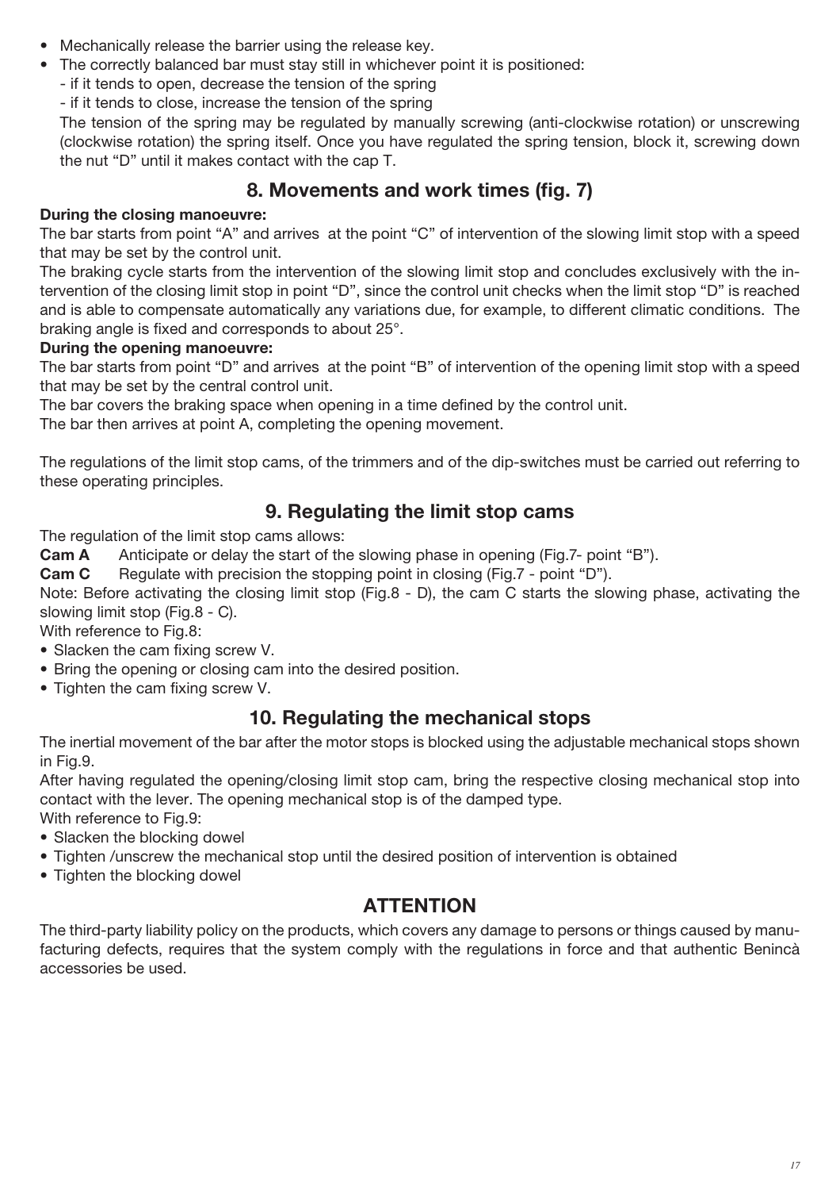- Mechanically release the barrier using the release key.
- The correctly balanced bar must stay still in whichever point it is positioned:
  - if it tends to open, decrease the tension of the spring
  - if it tends to close, increase the tension of the spring

  The tension of the spring may be regulated by manually screwing (anti-clockwise rotation) or unscrewing (clockwise rotation) the spring itself. Once you have regulated the spring tension, block it, screwing down the nut "D" until it makes contact with the cap T.

## 8. Movements and work times (fig. 7)

**During the closing manoeuvre:**

The bar starts from point "A" and arrives at the point "C" of intervention of the slowing limit stop with a speed that may be set by the control unit.

The braking cycle starts from the intervention of the slowing limit stop and concludes exclusively with the intervention of the closing limit stop in point "D", since the control unit checks when the limit stop "D" is reached and is able to compensate automatically any variations due, for example, to different climatic conditions. The braking angle is fixed and corresponds to about 25°.

**During the opening manoeuvre:**

The bar starts from point "D" and arrives at the point "B" of intervention of the opening limit stop with a speed that may be set by the central control unit.

The bar covers the braking space when opening in a time defined by the control unit.

The bar then arrives at point A, completing the opening movement.

The regulations of the limit stop cams, of the trimmers and of the dip-switches must be carried out referring to these operating principles.

## 9. Regulating the limit stop cams

The regulation of the limit stop cams allows:

**Cam A** Anticipate or delay the start of the slowing phase in opening (Fig.7- point "B").

**Cam C** Regulate with precision the stopping point in closing (Fig.7 - point "D").

Note: Before activating the closing limit stop (Fig.8 - D), the cam C starts the slowing phase, activating the slowing limit stop (Fig.8 - C).

With reference to Fig.8:

- Slacken the cam fixing screw V.
- Bring the opening or closing cam into the desired position.
- Tighten the cam fixing screw V.

## 10. Regulating the mechanical stops

The inertial movement of the bar after the motor stops is blocked using the adjustable mechanical stops shown in Fig.9.

After having regulated the opening/closing limit stop cam, bring the respective closing mechanical stop into contact with the lever. The opening mechanical stop is of the damped type.

With reference to Fig.9:

- Slacken the blocking dowel
- Tighten /unscrew the mechanical stop until the desired position of intervention is obtained
- Tighten the blocking dowel

## ATTENTION

The third-party liability policy on the products, which covers any damage to persons or things caused by manufacturing defects, requires that the system comply with the regulations in force and that authentic Benincà accessories be used.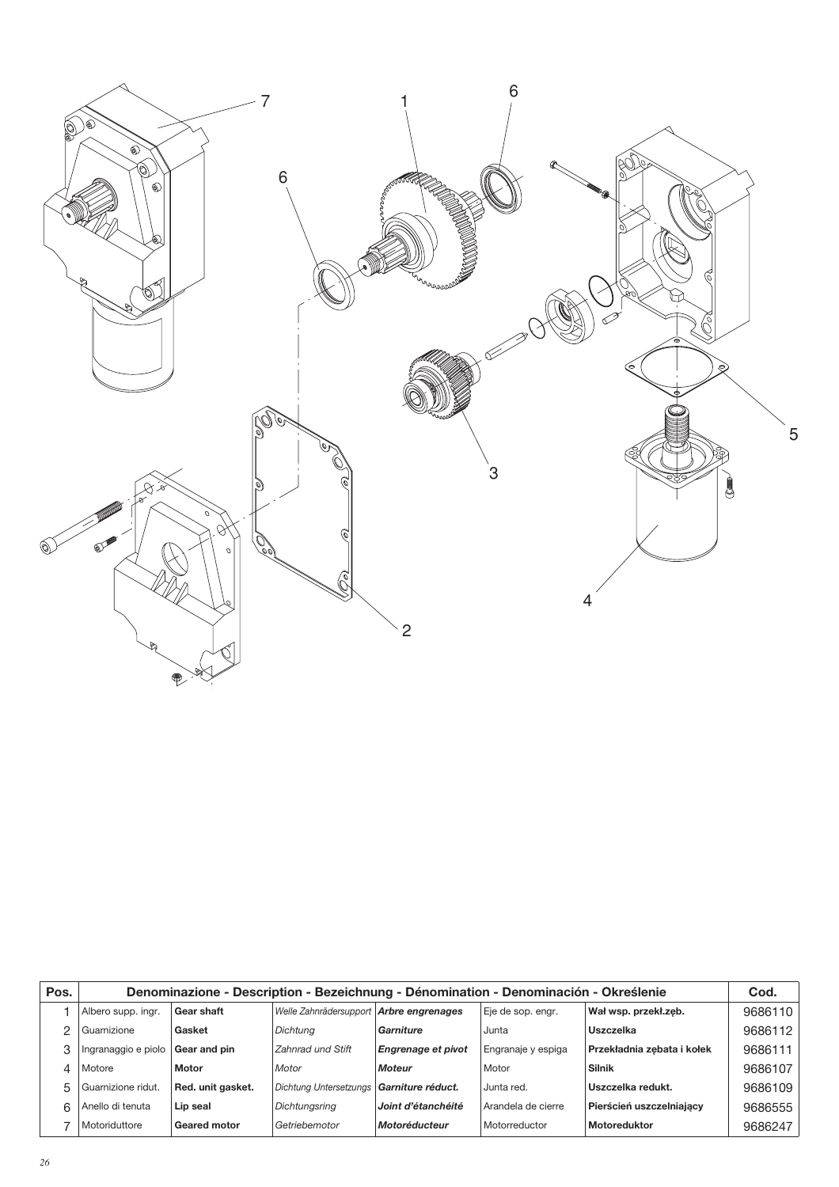| Pos. | Denominazione - Description - Bezeichnung - Dénomination - Denominación - Określenie | | | | | | Cod. |
|---|---|---|---|---|---|---|---|
| 1 | Albero supp. ingr. | **Gear shaft** | *Welle Zahnrädersupport* | ***Arbre engrenages*** | Eje de sop. engr. | **Wał wsp. przekł.zęb.** | 9686110 |
| 2 | Guarnizione | **Gasket** | *Dichtung* | ***Garniture*** | Junta | **Uszczelka** | 9686112 |
| 3 | Ingranaggio e piolo | **Gear and pin** | *Zahnrad und Stift* | ***Engrenage et pivot*** | Engranaje y espiga | **Przekładnia zębata i kołek** | 9686111 |
| 4 | Motore | **Motor** | *Motor* | ***Moteur*** | Motor | **Silnik** | 9686107 |
| 5 | Guarnizione ridut. | **Red. unit gasket.** | *Dichtung Untersetzungs* | ***Garniture réduct.*** | Junta red. | **Uszczelka redukt.** | 9686109 |
| 6 | Anello di tenuta | **Lip seal** | *Dichtungsring* | ***Joint d'étanchéité*** | Arandela de cierre | **Pierścień uszczelniający** | 9686555 |
| 7 | Motoriduttore | **Geared motor** | *Getriebemotor* | ***Motoréducteur*** | Motorreductor | **Motoreduktor** | 9686247 |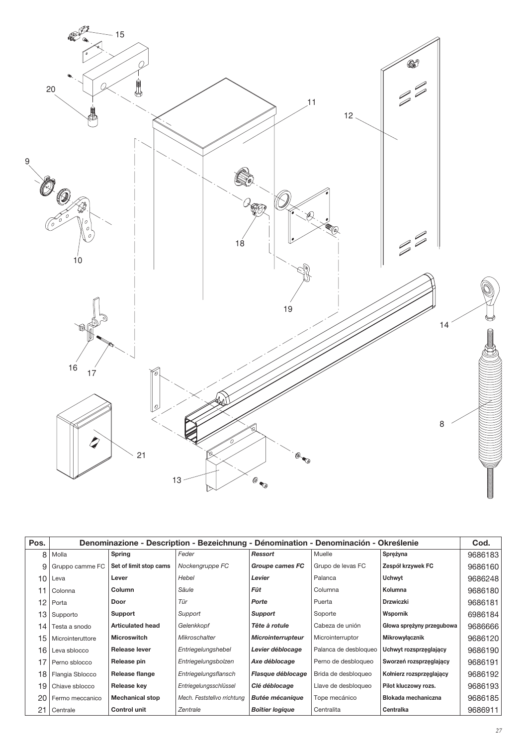| Pos. | Denominazione - Description - Bezeichnung - Dénomination - Denominación - Określenie | | | | | | Cod. |
|---|---|---|---|---|---|---|---|
| 8 | Molla | **Spring** | *Feder* | ***Ressort*** | Muelle | **Sprężyna** | 9686183 |
| 9 | Gruppo camme FC | **Set of limit stop cams** | *Nockengruppe FC* | ***Groupe cames FC*** | Grupo de levas FC | **Zespół krzywek FC** | 9686160 |
| 10 | Leva | **Lever** | *Hebel* | ***Levier*** | Palanca | **Uchwyt** | 9686248 |
| 11 | Colonna | **Column** | *Säule* | ***Fût*** | Columna | **Kolumna** | 9686180 |
| 12 | Porta | **Door** | *Tür* | ***Porte*** | Puerta | **Drzwiczki** | 9686181 |
| 13 | Supporto | **Support** | *Support* | ***Support*** | Soporte | **Wspornik** | 6986184 |
| 14 | Testa a snodo | **Articulated head** | *Gelenkkopf* | ***Tête à rotule*** | Cabeza de unión | **Głowa sprężyny przegubowa** | 9686666 |
| 15 | Microinteruttore | **Microswitch** | *Mikroschalter* | ***Microinterrupteur*** | Microinterruptor | **Mikrowyłącznik** | 9686120 |
| 16 | Leva sblocco | **Release lever** | *Entriegelungshebel* | ***Levier déblocage*** | Palanca de desbloqueo | **Uchwyt rozsprzęglający** | 9686190 |
| 17 | Perno sblocco | **Release pin** | *Entriegelungsbolzen* | ***Axe déblocage*** | Perno de desbloqueo | **Sworzeń rozsprzęglający** | 9686191 |
| 18 | Flangia Sblocco | **Release flange** | *Entriegelungsflansch* | ***Flasque déblocage*** | Brida de desbloqueo | **Kołnierz rozsprzęglający** | 9686192 |
| 19 | Chiave sblocco | **Release key** | *Entriegelungsschlüssel* | ***Clé déblocage*** | Llave de desbloqueo | **Pilot kluczowy rozs.** | 9686193 |
| 20 | Fermo meccanico | **Mechanical stop** | *Mech. Feststellvo rrichtung* | ***Butée mécanique*** | Tope mecánico | **Blokada mechaniczna** | 9686185 |
| 21 | Centrale | **Control unit** | *Zentrale* | ***Boîtier logique*** | Centralita | **Centralka** | 9686911 |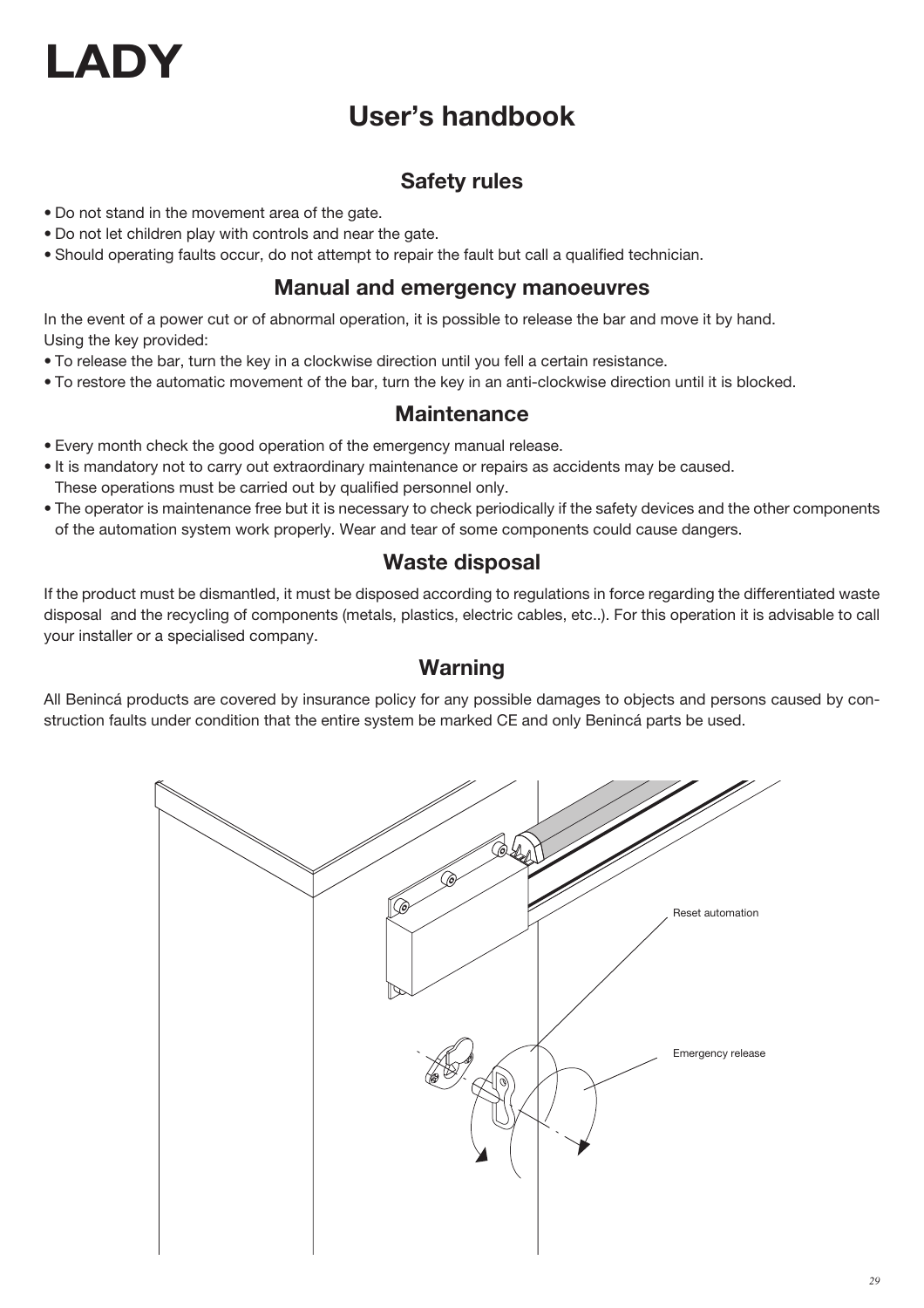# LADY

## User's handbook

### Safety rules

- Do not stand in the movement area of the gate.
- Do not let children play with controls and near the gate.
- Should operating faults occur, do not attempt to repair the fault but call a qualified technician.

### Manual and emergency manoeuvres

In the event of a power cut or of abnormal operation, it is possible to release the bar and move it by hand.
Using the key provided:

- To release the bar, turn the key in a clockwise direction until you fell a certain resistance.
- To restore the automatic movement of the bar, turn the key in an anti-clockwise direction until it is blocked.

### Maintenance

- Every month check the good operation of the emergency manual release.
- It is mandatory not to carry out extraordinary maintenance or repairs as accidents may be caused. These operations must be carried out by qualified personnel only.
- The operator is maintenance free but it is necessary to check periodically if the safety devices and the other components of the automation system work properly. Wear and tear of some components could cause dangers.

### Waste disposal

If the product must be dismantled, it must be disposed according to regulations in force regarding the differentiated waste disposal and the recycling of components (metals, plastics, electric cables, etc..). For this operation it is advisable to call your installer or a specialised company.

### Warning

All Benincá products are covered by insurance policy for any possible damages to objects and persons caused by construction faults under condition that the entire system be marked CE and only Benincá parts be used.

Reset automation

Emergency release